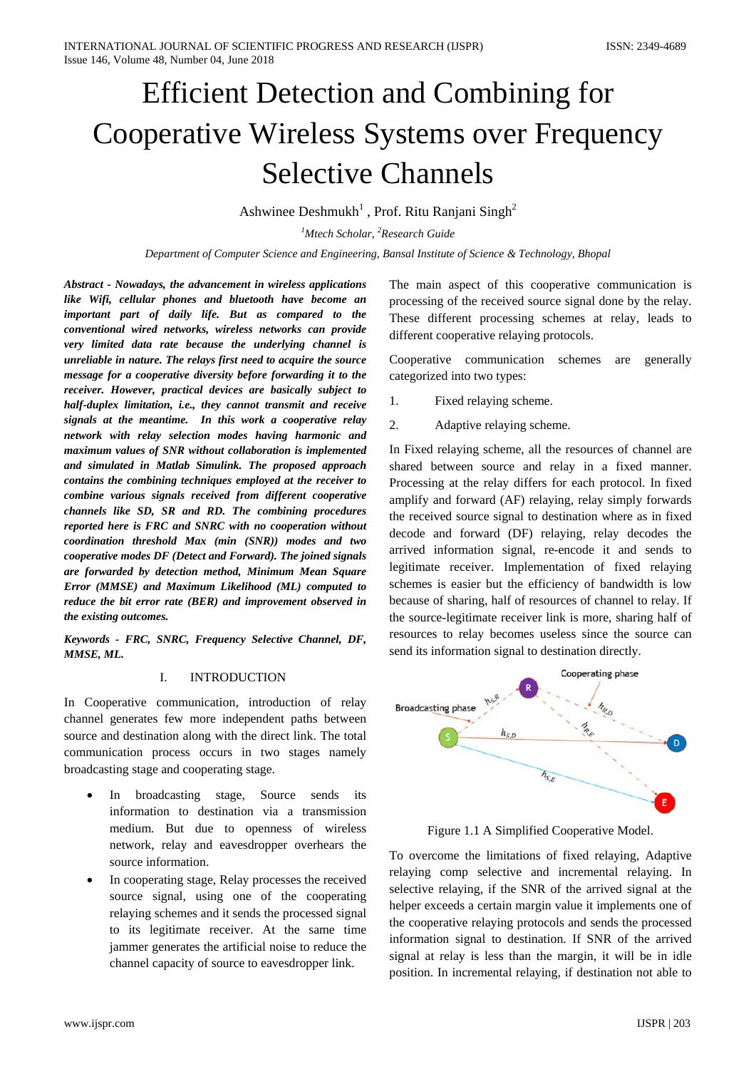# Efficient Detection and Combining for Cooperative Wireless Systems over Frequency Selective Channels

Ashwinee Deshmukh[1] , Prof. Ritu Ranjani Singh[2]

[1]*Mtech Scholar,* [2]*Research Guide*

*Department of Computer Science and Engineering, Bansal Institute of Science & Technology, Bhopal*

***Abstract - Nowadays, the advancement in wireless applications like Wifi, cellular phones and bluetooth have become an important part of daily life. But as compared to the conventional wired networks, wireless networks can provide very limited data rate because the underlying channel is unreliable in nature. The relays first need to acquire the source message for a cooperative diversity before forwarding it to the receiver. However, practical devices are basically subject to half-duplex limitation, i.e., they cannot transmit and receive signals at the meantime. In this work a cooperative relay network with relay selection modes having harmonic and maximum values of SNR without collaboration is implemented and simulated in Matlab Simulink. The proposed approach contains the combining techniques employed at the receiver to combine various signals received from different cooperative channels like SD, SR and RD. The combining procedures reported here is FRC and SNRC with no cooperation without coordination threshold Max (min (SNR)) modes and two cooperative modes DF (Detect and Forward). The joined signals are forwarded by detection method, Minimum Mean Square Error (MMSE) and Maximum Likelihood (ML) computed to reduce the bit error rate (BER) and improvement observed in the existing outcomes.***

***Keywords - FRC, SNRC, Frequency Selective Channel, DF, MMSE, ML.***

## I. INTRODUCTION

In Cooperative communication, introduction of relay channel generates few more independent paths between source and destination along with the direct link. The total communication process occurs in two stages namely broadcasting stage and cooperating stage.

- In broadcasting stage, Source sends its information to destination via a transmission medium. But due to openness of wireless network, relay and eavesdropper overhears the source information.
- In cooperating stage, Relay processes the received source signal, using one of the cooperating relaying schemes and it sends the processed signal to its legitimate receiver. At the same time jammer generates the artificial noise to reduce the channel capacity of source to eavesdropper link.

The main aspect of this cooperative communication is processing of the received source signal done by the relay. These different processing schemes at relay, leads to different cooperative relaying protocols.

Cooperative communication schemes are generally categorized into two types:

1. Fixed relaying scheme.
2. Adaptive relaying scheme.

In Fixed relaying scheme, all the resources of channel are shared between source and relay in a fixed manner. Processing at the relay differs for each protocol. In fixed amplify and forward (AF) relaying, relay simply forwards the received source signal to destination where as in fixed decode and forward (DF) relaying, relay decodes the arrived information signal, re-encode it and sends to legitimate receiver. Implementation of fixed relaying schemes is easier but the efficiency of bandwidth is low because of sharing, half of resources of channel to relay. If the source-legitimate receiver link is more, sharing half of resources to relay becomes useless since the source can send its information signal to destination directly.

Figure 1.1 A Simplified Cooperative Model.

To overcome the limitations of fixed relaying, Adaptive relaying comp selective and incremental relaying. In selective relaying, if the SNR of the arrived signal at the helper exceeds a certain margin value it implements one of the cooperative relaying protocols and sends the processed information signal to destination. If SNR of the arrived signal at relay is less than the margin, it will be in idle position. In incremental relaying, if destination not able to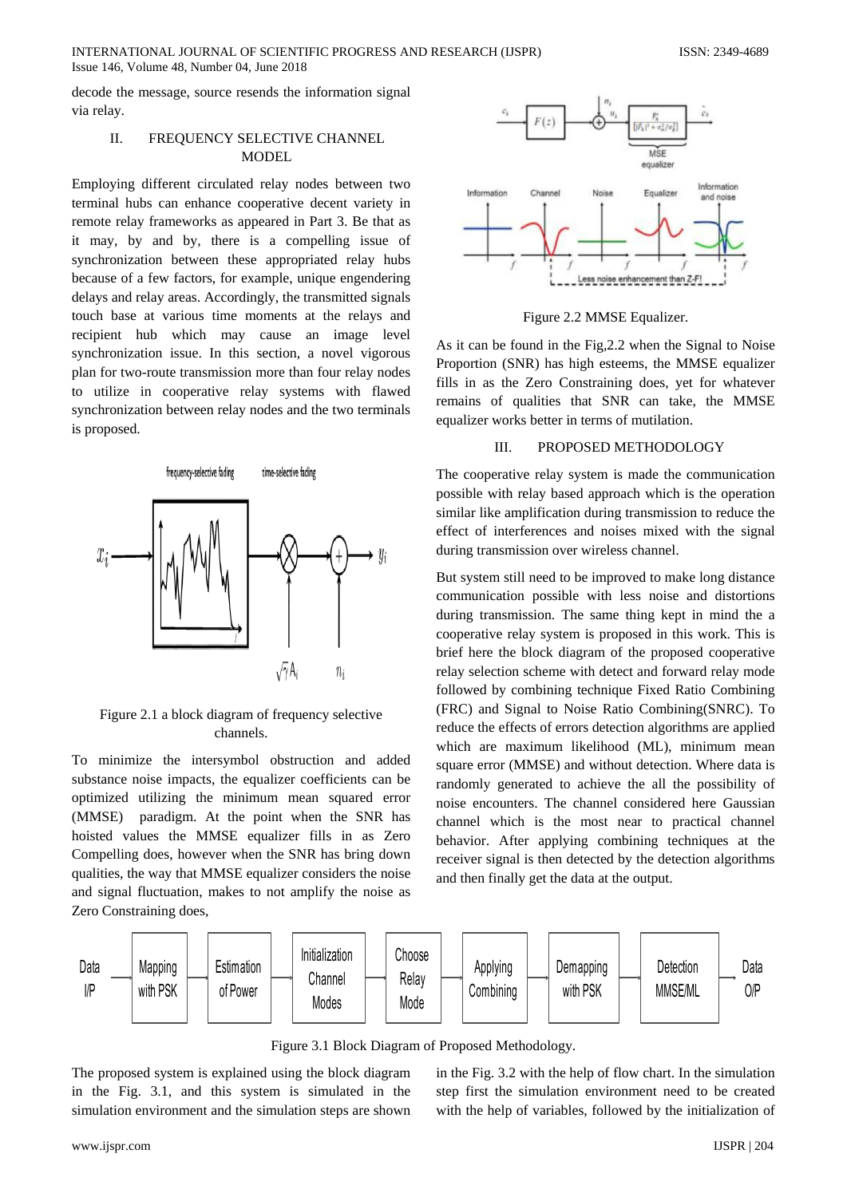decode the message, source resends the information signal via relay.

## II. FREQUENCY SELECTIVE CHANNEL MODEL

Employing different circulated relay nodes between two terminal hubs can enhance cooperative decent variety in remote relay frameworks as appeared in Part 3. Be that as it may, by and by, there is a compelling issue of synchronization between these appropriated relay hubs because of a few factors, for example, unique engendering delays and relay areas. Accordingly, the transmitted signals touch base at various time moments at the relays and recipient hub which may cause an image level synchronization issue. In this section, a novel vigorous plan for two-route transmission more than four relay nodes to utilize in cooperative relay systems with flawed synchronization between relay nodes and the two terminals is proposed.

Figure 2.1 a block diagram of frequency selective channels.

To minimize the intersymbol obstruction and added substance noise impacts, the equalizer coefficients can be optimized utilizing the minimum mean squared error (MMSE) paradigm. At the point when the SNR has hoisted values the MMSE equalizer fills in as Zero Compelling does, however when the SNR has bring down qualities, the way that MMSE equalizer considers the noise and signal fluctuation, makes to not amplify the noise as Zero Constraining does,

Figure 2.2 MMSE Equalizer.

As it can be found in the Fig,2.2 when the Signal to Noise Proportion (SNR) has high esteems, the MMSE equalizer fills in as the Zero Constraining does, yet for whatever remains of qualities that SNR can take, the MMSE equalizer works better in terms of mutilation.

## III. PROPOSED METHODOLOGY

The cooperative relay system is made the communication possible with relay based approach which is the operation similar like amplification during transmission to reduce the effect of interferences and noises mixed with the signal during transmission over wireless channel.

But system still need to be improved to make long distance communication possible with less noise and distortions during transmission. The same thing kept in mind the a cooperative relay system is proposed in this work. This is brief here the block diagram of the proposed cooperative relay selection scheme with detect and forward relay mode followed by combining technique Fixed Ratio Combining (FRC) and Signal to Noise Ratio Combining(SNRC). To reduce the effects of errors detection algorithms are applied which are maximum likelihood (ML), minimum mean square error (MMSE) and without detection. Where data is randomly generated to achieve the all the possibility of noise encounters. The channel considered here Gaussian channel which is the most near to practical channel behavior. After applying combining techniques at the receiver signal is then detected by the detection algorithms and then finally get the data at the output.

Figure 3.1 Block Diagram of Proposed Methodology.

The proposed system is explained using the block diagram in the Fig. 3.1, and this system is simulated in the simulation environment and the simulation steps are shown in the Fig. 3.2 with the help of flow chart. In the simulation step first the simulation environment need to be created with the help of variables, followed by the initialization of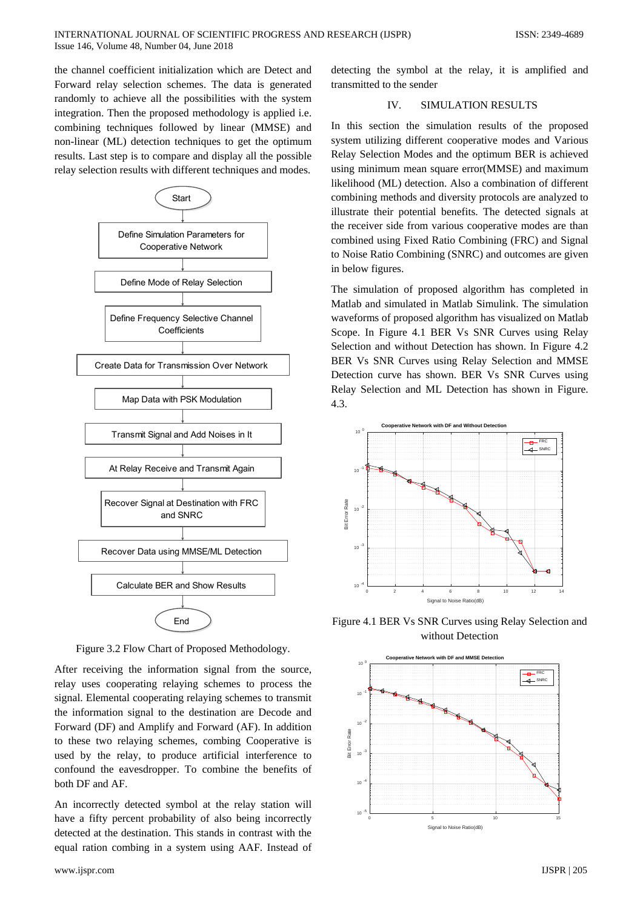the channel coefficient initialization which are Detect and Forward relay selection schemes. The data is generated randomly to achieve all the possibilities with the system integration. Then the proposed methodology is applied i.e. combining techniques followed by linear (MMSE) and non-linear (ML) detection techniques to get the optimum results. Last step is to compare and display all the possible relay selection results with different techniques and modes.

Start → Define Simulation Parameters for Cooperative Network → Define Mode of Relay Selection → Define Frequency Selective Channel Coefficients → Create Data for Transmission Over Network → Map Data with PSK Modulation → Transmit Signal and Add Noises in It → At Relay Receive and Transmit Again → Recover Signal at Destination with FRC and SNRC → Recover Data using MMSE/ML Detection → Calculate BER and Show Results → End

Figure 3.2 Flow Chart of Proposed Methodology.

After receiving the information signal from the source, relay uses cooperating relaying schemes to process the signal. Elemental cooperating relaying schemes to transmit the information signal to the destination are Decode and Forward (DF) and Amplify and Forward (AF). In addition to these two relaying schemes, combing Cooperative is used by the relay, to produce artificial interference to confound the eavesdropper. To combine the benefits of both DF and AF.

An incorrectly detected symbol at the relay station will have a fifty percent probability of also being incorrectly detected at the destination. This stands in contrast with the equal ration combing in a system using AAF. Instead of detecting the symbol at the relay, it is amplified and transmitted to the sender

## IV. SIMULATION RESULTS

In this section the simulation results of the proposed system utilizing different cooperative modes and Various Relay Selection Modes and the optimum BER is achieved using minimum mean square error(MMSE) and maximum likelihood (ML) detection. Also a combination of different combining methods and diversity protocols are analyzed to illustrate their potential benefits. The detected signals at the receiver side from various cooperative modes are than combined using Fixed Ratio Combining (FRC) and Signal to Noise Ratio Combining (SNRC) and outcomes are given in below figures.

The simulation of proposed algorithm has completed in Matlab and simulated in Matlab Simulink. The simulation waveforms of proposed algorithm has visualized on Matlab Scope. In Figure 4.1 BER Vs SNR Curves using Relay Selection and without Detection has shown. In Figure 4.2 BER Vs SNR Curves using Relay Selection and MMSE Detection curve has shown. BER Vs SNR Curves using Relay Selection and ML Detection has shown in Figure. 4.3.

Figure 4.1 BER Vs SNR Curves using Relay Selection and without Detection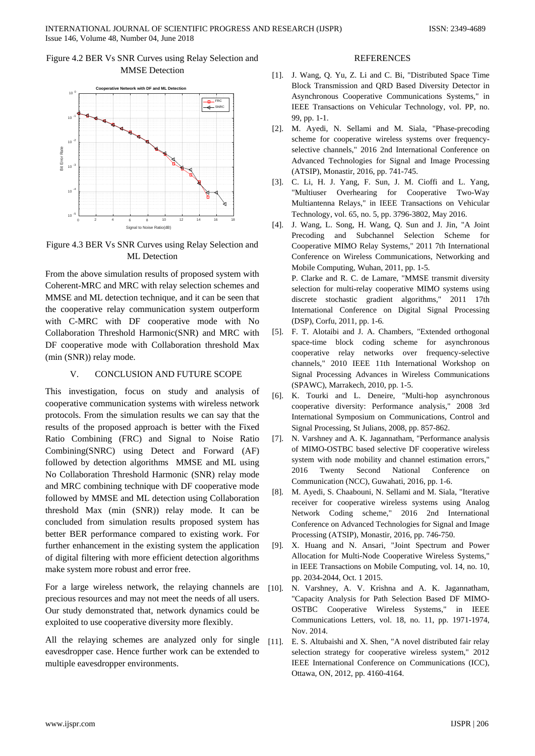Figure 4.2 BER Vs SNR Curves using Relay Selection and MMSE Detection

Cooperative Network with DF and ML Detection

FRC
SNRC

Bit Error Rate

Signal to Noise Ratio(dB)

$10^{0}$
$10^{-1}$
$10^{-2}$
$10^{-3}$
$10^{-4}$
$10^{-5}$

0 2 4 6 8 10 12 14 16 18

Figure 4.3 BER Vs SNR Curves using Relay Selection and ML Detection

From the above simulation results of proposed system with Coherent-MRC and MRC with relay selection schemes and MMSE and ML detection technique, and it can be seen that the cooperative relay communication system outperform with C-MRC with DF cooperative mode with No Collaboration Threshold Harmonic(SNR) and MRC with DF cooperative mode with Collaboration threshold Max (min (SNR)) relay mode.

## V. CONCLUSION AND FUTURE SCOPE

This investigation, focus on study and analysis of cooperative communication systems with wireless network protocols. From the simulation results we can say that the results of the proposed approach is better with the Fixed Ratio Combining (FRC) and Signal to Noise Ratio Combining(SNRC) using Detect and Forward (AF) followed by detection algorithms MMSE and ML using No Collaboration Threshold Harmonic (SNR) relay mode and MRC combining technique with DF cooperative mode followed by MMSE and ML detection using Collaboration threshold Max (min (SNR)) relay mode. It can be concluded from simulation results proposed system has better BER performance compared to existing work. For further enhancement in the existing system the application of digital filtering with more efficient detection algorithms make system more robust and error free.

For a large wireless network, the relaying channels are precious resources and may not meet the needs of all users. Our study demonstrated that, network dynamics could be exploited to use cooperative diversity more flexibly.

All the relaying schemes are analyzed only for single eavesdropper case. Hence further work can be extended to multiple eavesdropper environments.

## REFERENCES

[1]. J. Wang, Q. Yu, Z. Li and C. Bi, "Distributed Space Time Block Transmission and QRD Based Diversity Detector in Asynchronous Cooperative Communications Systems," in IEEE Transactions on Vehicular Technology, vol. PP, no. 99, pp. 1-1.

[2]. M. Ayedi, N. Sellami and M. Siala, "Phase-precoding scheme for cooperative wireless systems over frequency-selective channels," 2016 2nd International Conference on Advanced Technologies for Signal and Image Processing (ATSIP), Monastir, 2016, pp. 741-745.

[3]. C. Li, H. J. Yang, F. Sun, J. M. Cioffi and L. Yang, "Multiuser Overhearing for Cooperative Two-Way Multiantenna Relays," in IEEE Transactions on Vehicular Technology, vol. 65, no. 5, pp. 3796-3802, May 2016.

[4]. J. Wang, L. Song, H. Wang, Q. Sun and J. Jin, "A Joint Precoding and Subchannel Selection Scheme for Cooperative MIMO Relay Systems," 2011 7th International Conference on Wireless Communications, Networking and Mobile Computing, Wuhan, 2011, pp. 1-5.
P. Clarke and R. C. de Lamare, "MMSE transmit diversity selection for multi-relay cooperative MIMO systems using discrete stochastic gradient algorithms," 2011 17th International Conference on Digital Signal Processing (DSP), Corfu, 2011, pp. 1-6.

[5]. F. T. Alotaibi and J. A. Chambers, "Extended orthogonal space-time block coding scheme for asynchronous cooperative relay networks over frequency-selective channels," 2010 IEEE 11th International Workshop on Signal Processing Advances in Wireless Communications (SPAWC), Marrakech, 2010, pp. 1-5.

[6]. K. Tourki and L. Deneire, "Multi-hop asynchronous cooperative diversity: Performance analysis," 2008 3rd International Symposium on Communications, Control and Signal Processing, St Julians, 2008, pp. 857-862.

[7]. N. Varshney and A. K. Jagannatham, "Performance analysis of MIMO-OSTBC based selective DF cooperative wireless system with node mobility and channel estimation errors," 2016 Twenty Second National Conference on Communication (NCC), Guwahati, 2016, pp. 1-6.

[8]. M. Ayedi, S. Chaabouni, N. Sellami and M. Siala, "Iterative receiver for cooperative wireless systems using Analog Network Coding scheme," 2016 2nd International Conference on Advanced Technologies for Signal and Image Processing (ATSIP), Monastir, 2016, pp. 746-750.

[9]. X. Huang and N. Ansari, "Joint Spectrum and Power Allocation for Multi-Node Cooperative Wireless Systems," in IEEE Transactions on Mobile Computing, vol. 14, no. 10, pp. 2034-2044, Oct. 1 2015.

[10]. N. Varshney, A. V. Krishna and A. K. Jagannatham, "Capacity Analysis for Path Selection Based DF MIMO-OSTBC Cooperative Wireless Systems," in IEEE Communications Letters, vol. 18, no. 11, pp. 1971-1974, Nov. 2014.

[11]. E. S. Altubaishi and X. Shen, "A novel distributed fair relay selection strategy for cooperative wireless system," 2012 IEEE International Conference on Communications (ICC), Ottawa, ON, 2012, pp. 4160-4164.